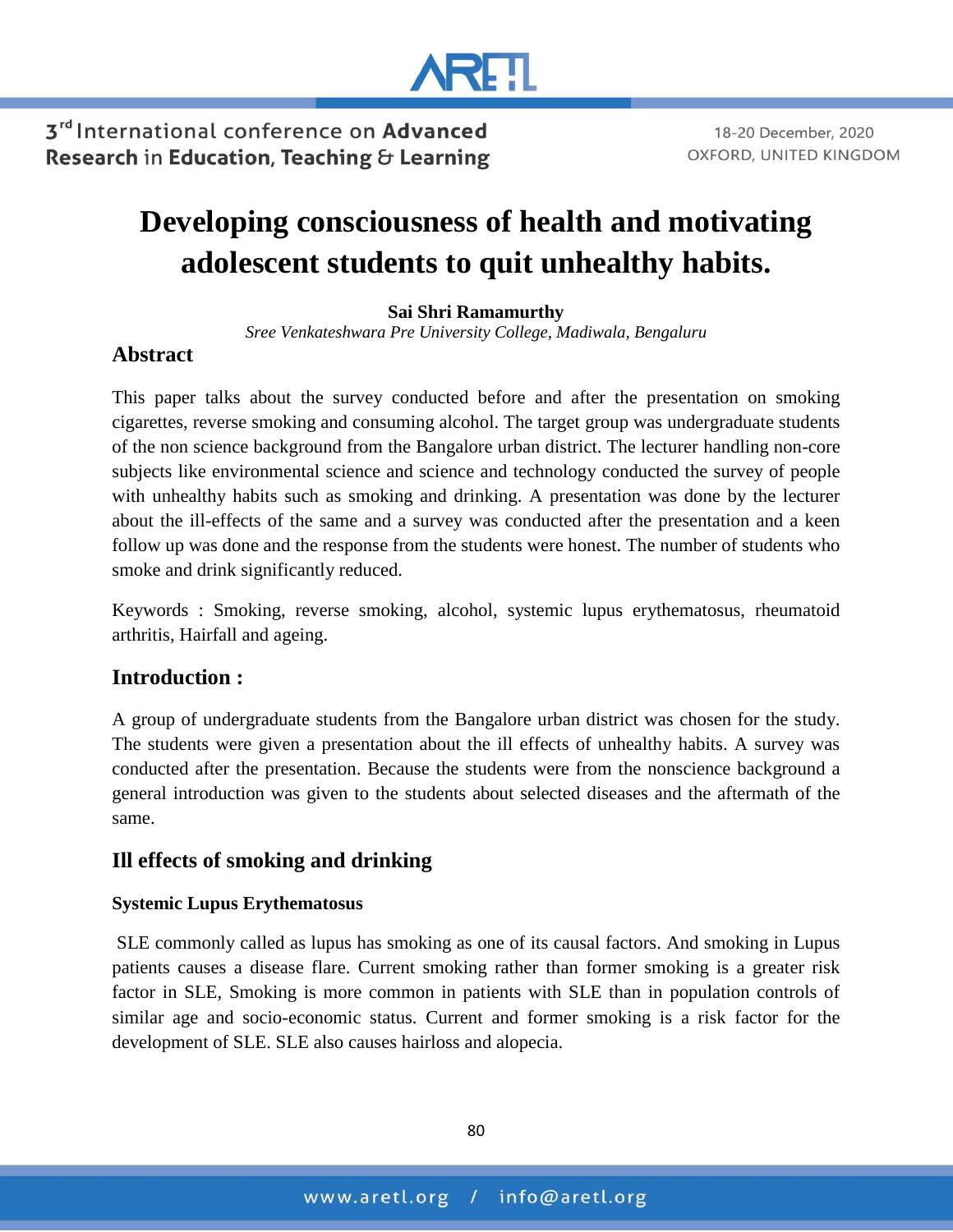# Developing consciousness of health and motivating adolescent students to quit unhealthy habits.

**Sai Shri Ramamurthy**

*Sree Venkateshwara Pre University College, Madiwala, Bengaluru*

## Abstract

This paper talks about the survey conducted before and after the presentation on smoking cigarettes, reverse smoking and consuming alcohol. The target group was undergraduate students of the non science background from the Bangalore urban district. The lecturer handling non-core subjects like environmental science and science and technology conducted the survey of people with unhealthy habits such as smoking and drinking. A presentation was done by the lecturer about the ill-effects of the same and a survey was conducted after the presentation and a keen follow up was done and the response from the students were honest. The number of students who smoke and drink significantly reduced.

Keywords : Smoking, reverse smoking, alcohol, systemic lupus erythematosus, rheumatoid arthritis, Hairfall and ageing.

## Introduction :

A group of undergraduate students from the Bangalore urban district was chosen for the study. The students were given a presentation about the ill effects of unhealthy habits. A survey was conducted after the presentation. Because the students were from the nonscience background a general introduction was given to the students about selected diseases and the aftermath of the same.

## Ill effects of smoking and drinking

### Systemic Lupus Erythematosus

SLE commonly called as lupus has smoking as one of its causal factors. And smoking in Lupus patients causes a disease flare. Current smoking rather than former smoking is a greater risk factor in SLE, Smoking is more common in patients with SLE than in population controls of similar age and socio-economic status. Current and former smoking is a risk factor for the development of SLE. SLE also causes hairloss and alopecia.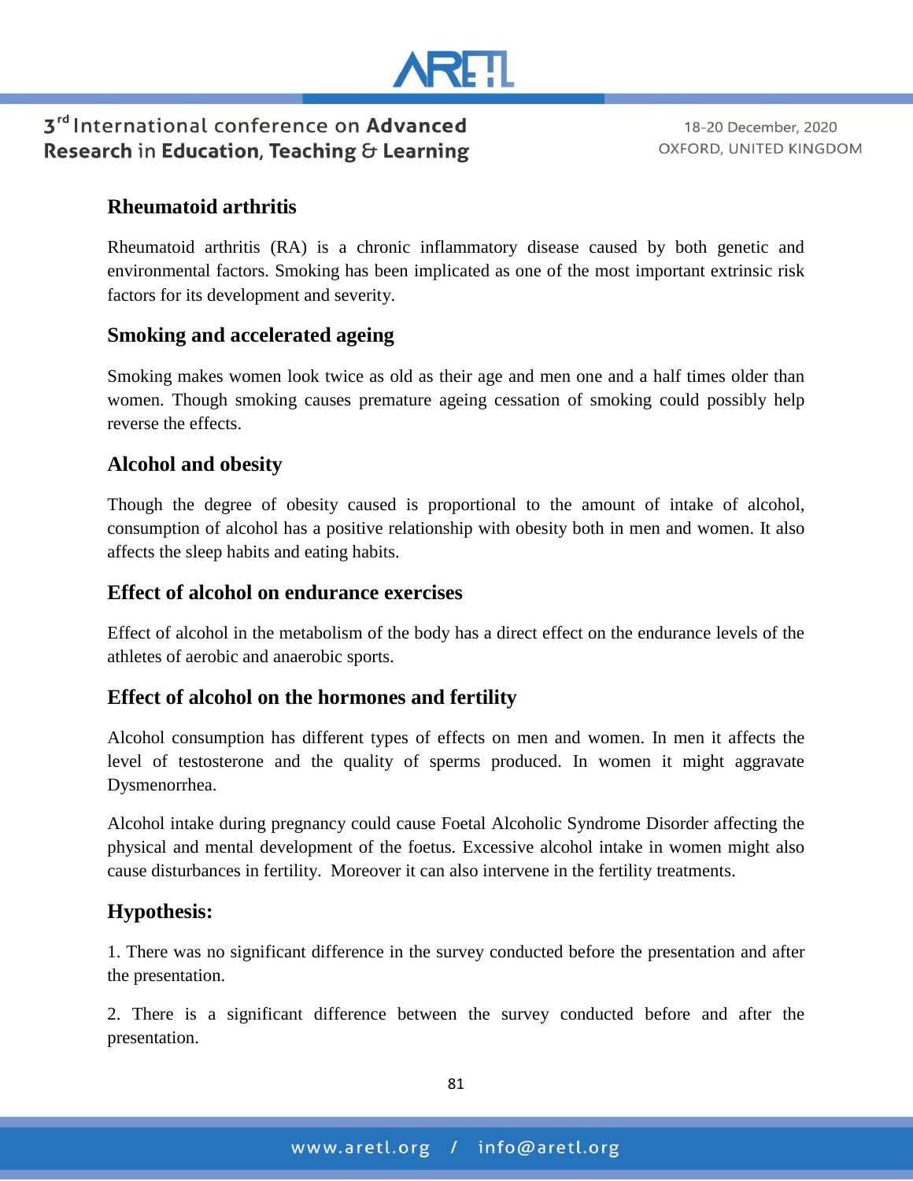## Rheumatoid arthritis

Rheumatoid arthritis (RA) is a chronic inflammatory disease caused by both genetic and environmental factors. Smoking has been implicated as one of the most important extrinsic risk factors for its development and severity.

## Smoking and accelerated ageing

Smoking makes women look twice as old as their age and men one and a half times older than women. Though smoking causes premature ageing cessation of smoking could possibly help reverse the effects.

## Alcohol and obesity

Though the degree of obesity caused is proportional to the amount of intake of alcohol, consumption of alcohol has a positive relationship with obesity both in men and women. It also affects the sleep habits and eating habits.

## Effect of alcohol on endurance exercises

Effect of alcohol in the metabolism of the body has a direct effect on the endurance levels of the athletes of aerobic and anaerobic sports.

## Effect of alcohol on the hormones and fertility

Alcohol consumption has different types of effects on men and women. In men it affects the level of testosterone and the quality of sperms produced. In women it might aggravate Dysmenorrhea.

Alcohol intake during pregnancy could cause Foetal Alcoholic Syndrome Disorder affecting the physical and mental development of the foetus. Excessive alcohol intake in women might also cause disturbances in fertility. Moreover it can also intervene in the fertility treatments.

## Hypothesis:

1. There was no significant difference in the survey conducted before the presentation and after the presentation.

2. There is a significant difference between the survey conducted before and after the presentation.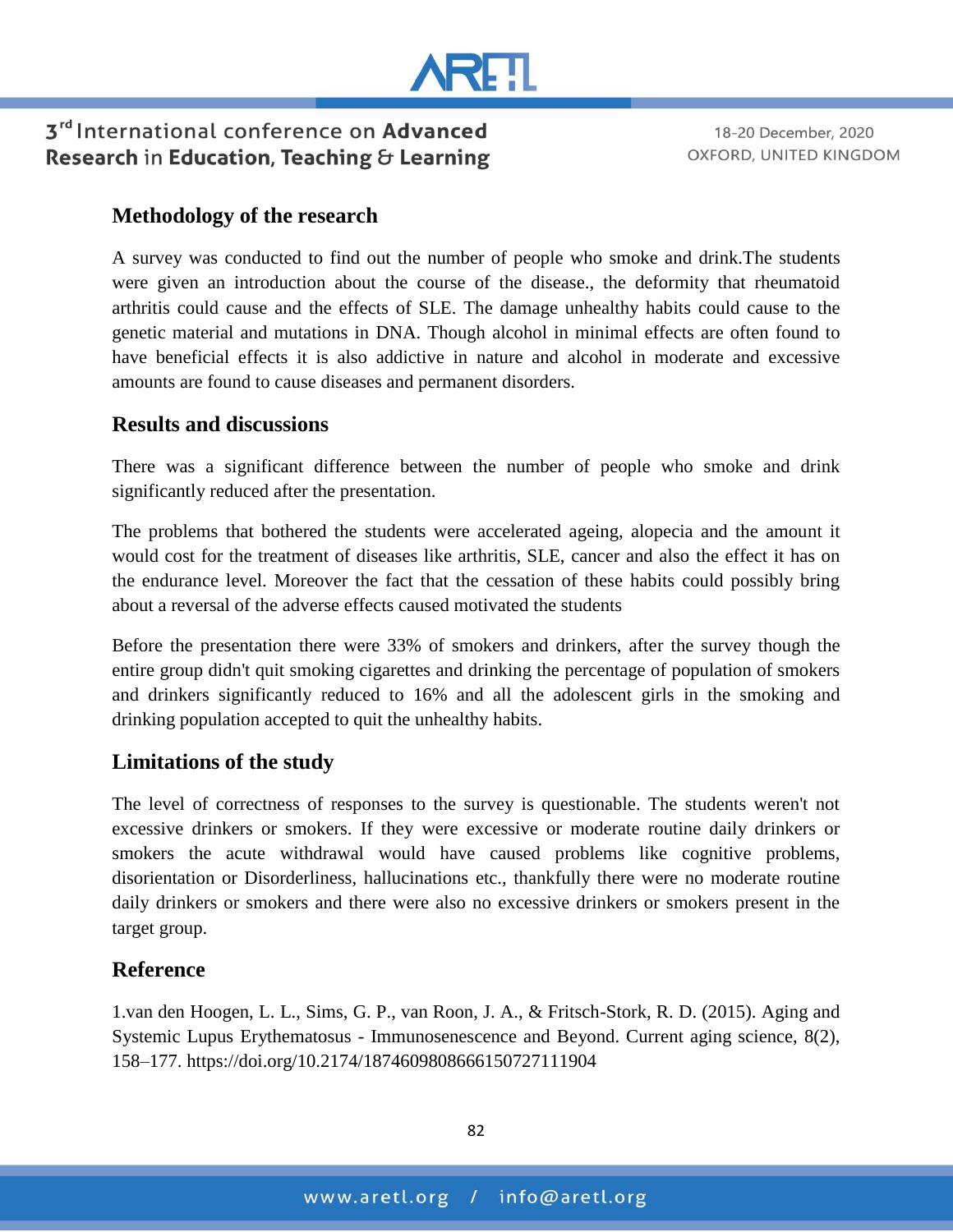## Methodology of the research

A survey was conducted to find out the number of people who smoke and drink.The students were given an introduction about the course of the disease., the deformity that rheumatoid arthritis could cause and the effects of SLE. The damage unhealthy habits could cause to the genetic material and mutations in DNA. Though alcohol in minimal effects are often found to have beneficial effects it is also addictive in nature and alcohol in moderate and excessive amounts are found to cause diseases and permanent disorders.

## Results and discussions

There was a significant difference between the number of people who smoke and drink significantly reduced after the presentation.

The problems that bothered the students were accelerated ageing, alopecia and the amount it would cost for the treatment of diseases like arthritis, SLE, cancer and also the effect it has on the endurance level. Moreover the fact that the cessation of these habits could possibly bring about a reversal of the adverse effects caused motivated the students

Before the presentation there were 33% of smokers and drinkers, after the survey though the entire group didn't quit smoking cigarettes and drinking the percentage of population of smokers and drinkers significantly reduced to 16% and all the adolescent girls in the smoking and drinking population accepted to quit the unhealthy habits.

## Limitations of the study

The level of correctness of responses to the survey is questionable. The students weren't not excessive drinkers or smokers. If they were excessive or moderate routine daily drinkers or smokers the acute withdrawal would have caused problems like cognitive problems, disorientation or Disorderliness, hallucinations etc., thankfully there were no moderate routine daily drinkers or smokers and there were also no excessive drinkers or smokers present in the target group.

## Reference

1.van den Hoogen, L. L., Sims, G. P., van Roon, J. A., & Fritsch-Stork, R. D. (2015). Aging and Systemic Lupus Erythematosus - Immunosenescence and Beyond. Current aging science, 8(2), 158–177. https://doi.org/10.2174/1874609808666150727111904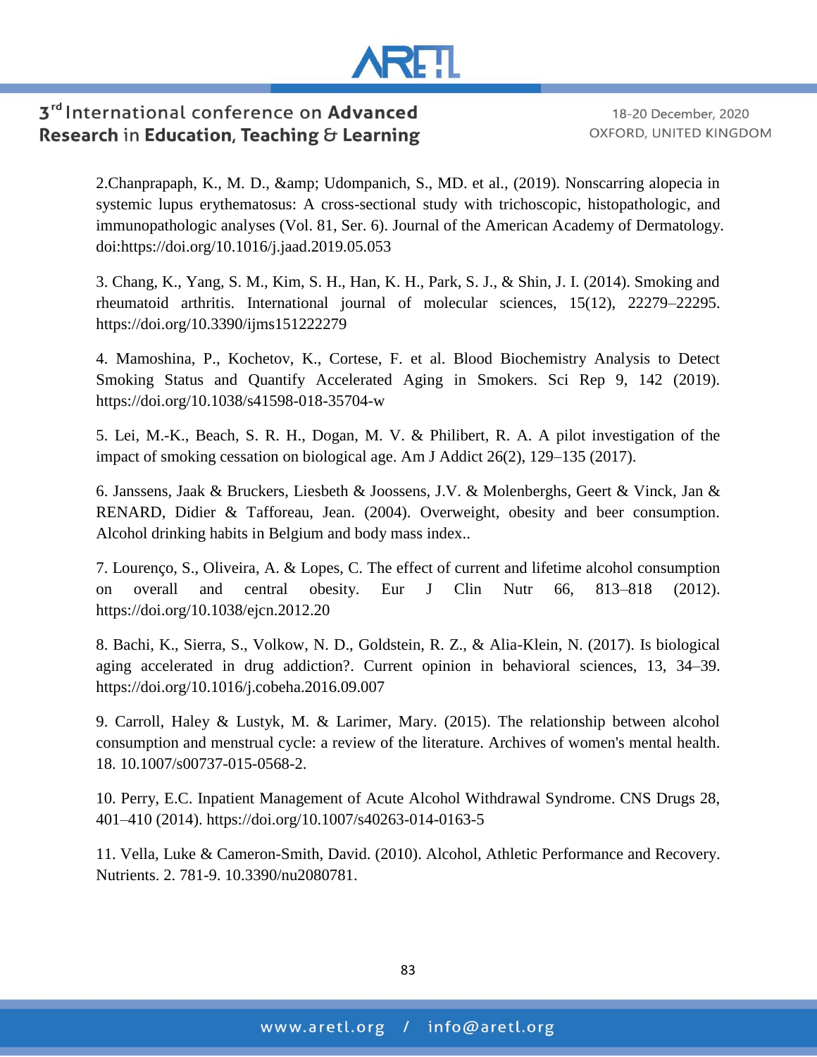2.Chanprapaph, K., M. D., &amp; Udompanich, S., MD. et al., (2019). Nonscarring alopecia in systemic lupus erythematosus: A cross-sectional study with trichoscopic, histopathologic, and immunopathologic analyses (Vol. 81, Ser. 6). Journal of the American Academy of Dermatology. doi:https://doi.org/10.1016/j.jaad.2019.05.053

3. Chang, K., Yang, S. M., Kim, S. H., Han, K. H., Park, S. J., & Shin, J. I. (2014). Smoking and rheumatoid arthritis. International journal of molecular sciences, 15(12), 22279–22295. https://doi.org/10.3390/ijms151222279

4. Mamoshina, P., Kochetov, K., Cortese, F. et al. Blood Biochemistry Analysis to Detect Smoking Status and Quantify Accelerated Aging in Smokers. Sci Rep 9, 142 (2019). https://doi.org/10.1038/s41598-018-35704-w

5. Lei, M.-K., Beach, S. R. H., Dogan, M. V. & Philibert, R. A. A pilot investigation of the impact of smoking cessation on biological age. Am J Addict 26(2), 129–135 (2017).

6. Janssens, Jaak & Bruckers, Liesbeth & Joossens, J.V. & Molenberghs, Geert & Vinck, Jan & RENARD, Didier & Tafforeau, Jean. (2004). Overweight, obesity and beer consumption. Alcohol drinking habits in Belgium and body mass index..

7. Lourenço, S., Oliveira, A. & Lopes, C. The effect of current and lifetime alcohol consumption on overall and central obesity. Eur J Clin Nutr 66, 813–818 (2012). https://doi.org/10.1038/ejcn.2012.20

8. Bachi, K., Sierra, S., Volkow, N. D., Goldstein, R. Z., & Alia-Klein, N. (2017). Is biological aging accelerated in drug addiction?. Current opinion in behavioral sciences, 13, 34–39. https://doi.org/10.1016/j.cobeha.2016.09.007

9. Carroll, Haley & Lustyk, M. & Larimer, Mary. (2015). The relationship between alcohol consumption and menstrual cycle: a review of the literature. Archives of women's mental health. 18. 10.1007/s00737-015-0568-2.

10. Perry, E.C. Inpatient Management of Acute Alcohol Withdrawal Syndrome. CNS Drugs 28, 401–410 (2014). https://doi.org/10.1007/s40263-014-0163-5

11. Vella, Luke & Cameron-Smith, David. (2010). Alcohol, Athletic Performance and Recovery. Nutrients. 2. 781-9. 10.3390/nu2080781.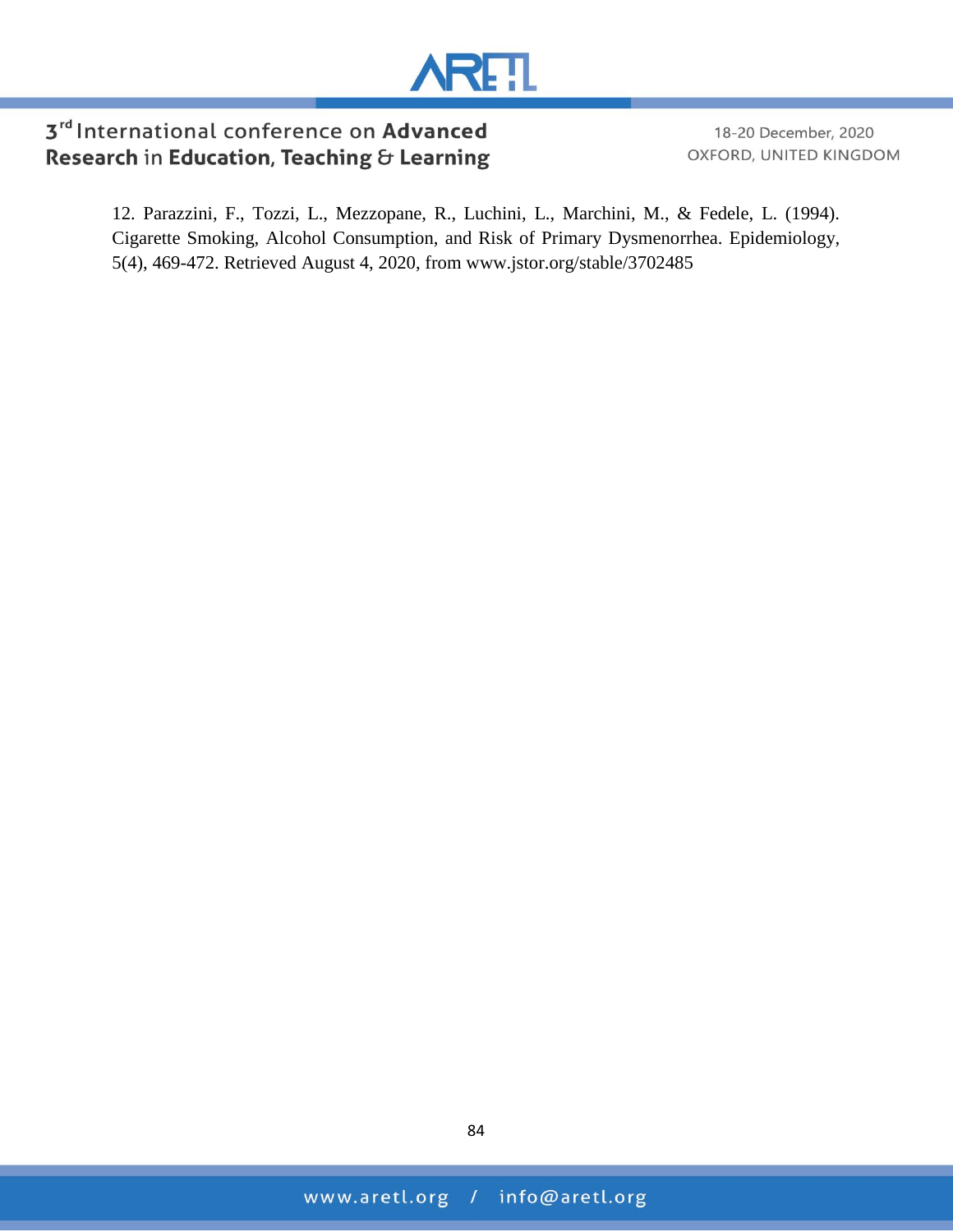12. Parazzini, F., Tozzi, L., Mezzopane, R., Luchini, L., Marchini, M., & Fedele, L. (1994). Cigarette Smoking, Alcohol Consumption, and Risk of Primary Dysmenorrhea. Epidemiology, 5(4), 469-472. Retrieved August 4, 2020, from www.jstor.org/stable/3702485